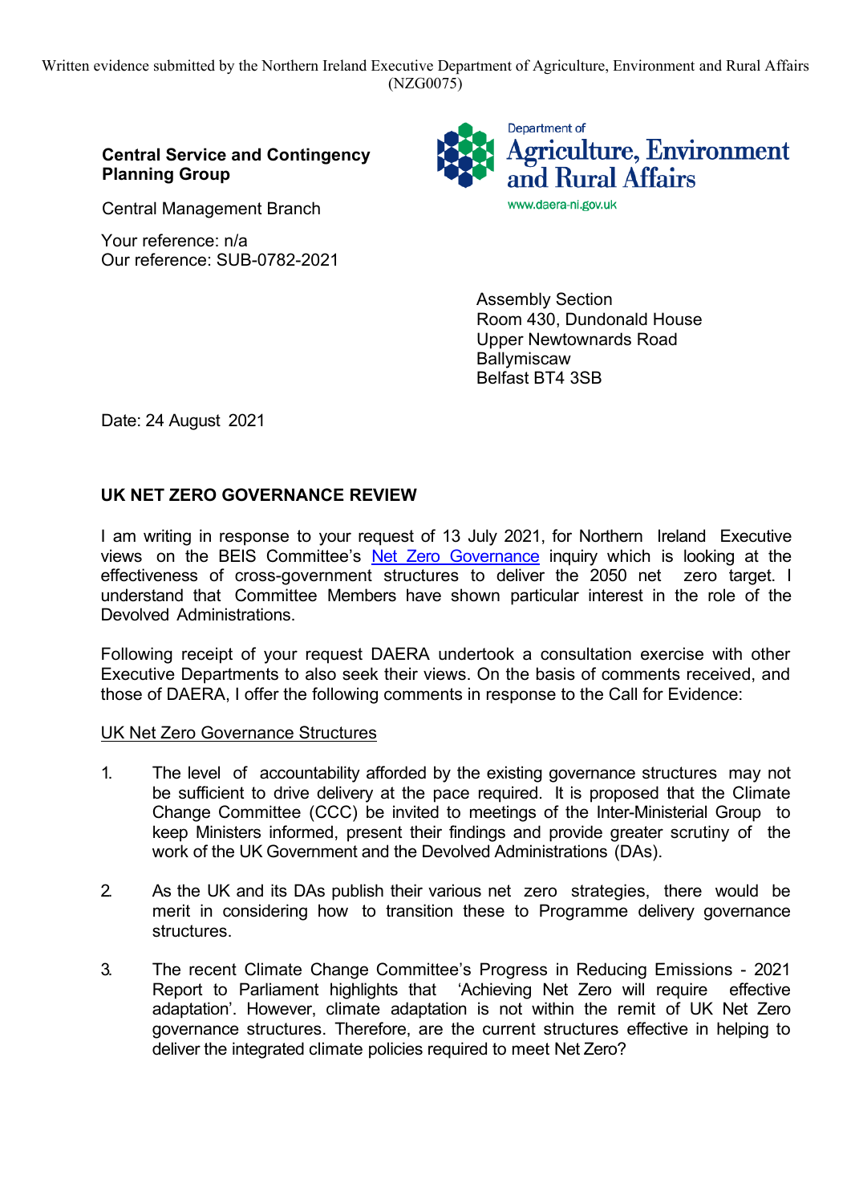Written evidence submitted by the Northern Ireland Executive Department of Agriculture, Environment and Rural Affairs (NZG0075)

**Central Service and Contingency Planning Group**

Central Management Branch

Your reference: n/a
Our reference: SUB-0782-2021

Department of
Agriculture, Environment and Rural Affairs
www.daera-ni.gov.uk

Assembly Section
Room 430, Dundonald House
Upper Newtownards Road
Ballymiscaw
Belfast BT4 3SB

Date: 24 August 2021

**UK NET ZERO GOVERNANCE REVIEW**

I am writing in response to your request of 13 July 2021, for Northern Ireland Executive views on the BEIS Committee's Net Zero Governance inquiry which is looking at the effectiveness of cross-government structures to deliver the 2050 net zero target. I understand that Committee Members have shown particular interest in the role of the Devolved Administrations.

Following receipt of your request DAERA undertook a consultation exercise with other Executive Departments to also seek their views. On the basis of comments received, and those of DAERA, I offer the following comments in response to the Call for Evidence:

<u>UK Net Zero Governance Structures</u>

1. The level of accountability afforded by the existing governance structures may not be sufficient to drive delivery at the pace required. It is proposed that the Climate Change Committee (CCC) be invited to meetings of the Inter-Ministerial Group to keep Ministers informed, present their findings and provide greater scrutiny of the work of the UK Government and the Devolved Administrations (DAs).

2. As the UK and its DAs publish their various net zero strategies, there would be merit in considering how to transition these to Programme delivery governance structures.

3. The recent Climate Change Committee's Progress in Reducing Emissions - 2021 Report to Parliament highlights that 'Achieving Net Zero will require effective adaptation'. However, climate adaptation is not within the remit of UK Net Zero governance structures. Therefore, are the current structures effective in helping to deliver the integrated climate policies required to meet Net Zero?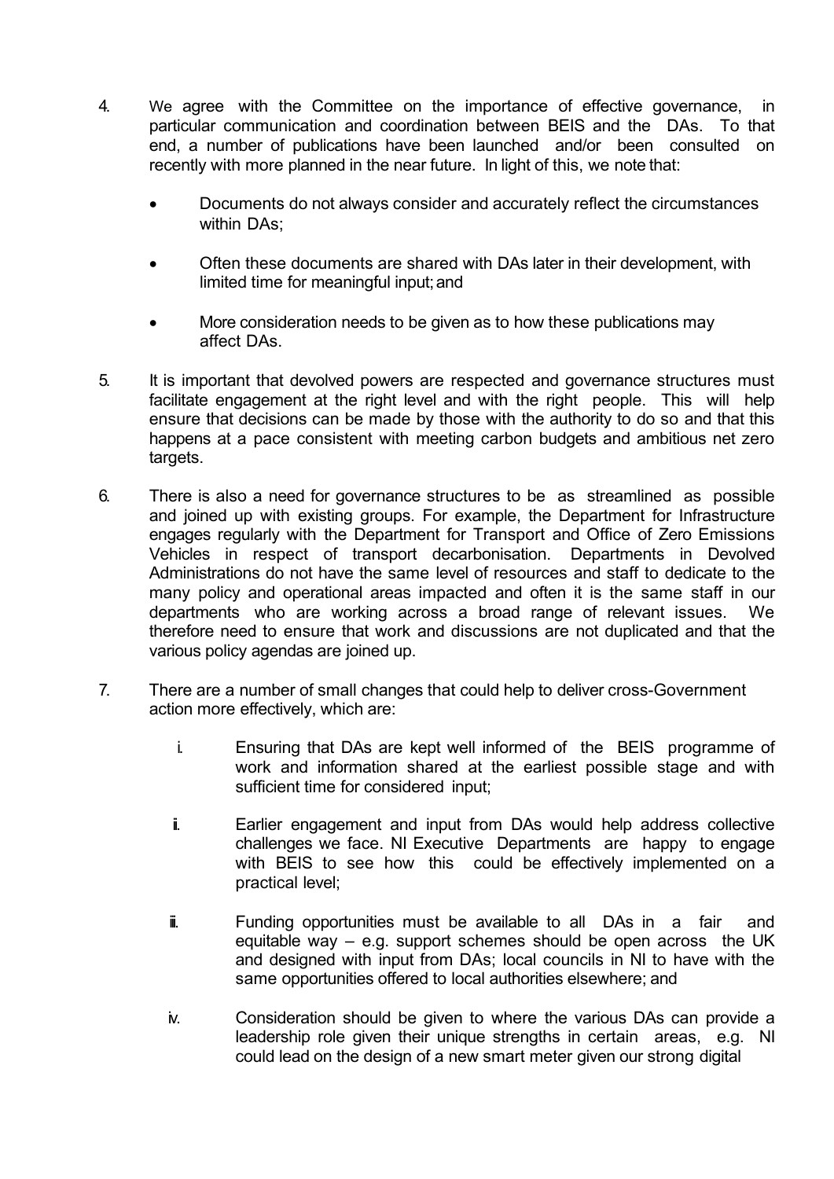4. We agree with the Committee on the importance of effective governance, in particular communication and coordination between BEIS and the DAs. To that end, a number of publications have been launched and/or been consulted on recently with more planned in the near future. In light of this, we note that:

   - Documents do not always consider and accurately reflect the circumstances within DAs;
   - Often these documents are shared with DAs later in their development, with limited time for meaningful input; and
   - More consideration needs to be given as to how these publications may affect DAs.

5. It is important that devolved powers are respected and governance structures must facilitate engagement at the right level and with the right people. This will help ensure that decisions can be made by those with the authority to do so and that this happens at a pace consistent with meeting carbon budgets and ambitious net zero targets.

6. There is also a need for governance structures to be as streamlined as possible and joined up with existing groups. For example, the Department for Infrastructure engages regularly with the Department for Transport and Office of Zero Emissions Vehicles in respect of transport decarbonisation. Departments in Devolved Administrations do not have the same level of resources and staff to dedicate to the many policy and operational areas impacted and often it is the same staff in our departments who are working across a broad range of relevant issues. We therefore need to ensure that work and discussions are not duplicated and that the various policy agendas are joined up.

7. There are a number of small changes that could help to deliver cross-Government action more effectively, which are:

   i. Ensuring that DAs are kept well informed of the BEIS programme of work and information shared at the earliest possible stage and with sufficient time for considered input;

   ii. Earlier engagement and input from DAs would help address collective challenges we face. NI Executive Departments are happy to engage with BEIS to see how this could be effectively implemented on a practical level;

   iii. Funding opportunities must be available to all DAs in a fair and equitable way – e.g. support schemes should be open across the UK and designed with input from DAs; local councils in NI to have with the same opportunities offered to local authorities elsewhere; and

   iv. Consideration should be given to where the various DAs can provide a leadership role given their unique strengths in certain areas, e.g. NI could lead on the design of a new smart meter given our strong digital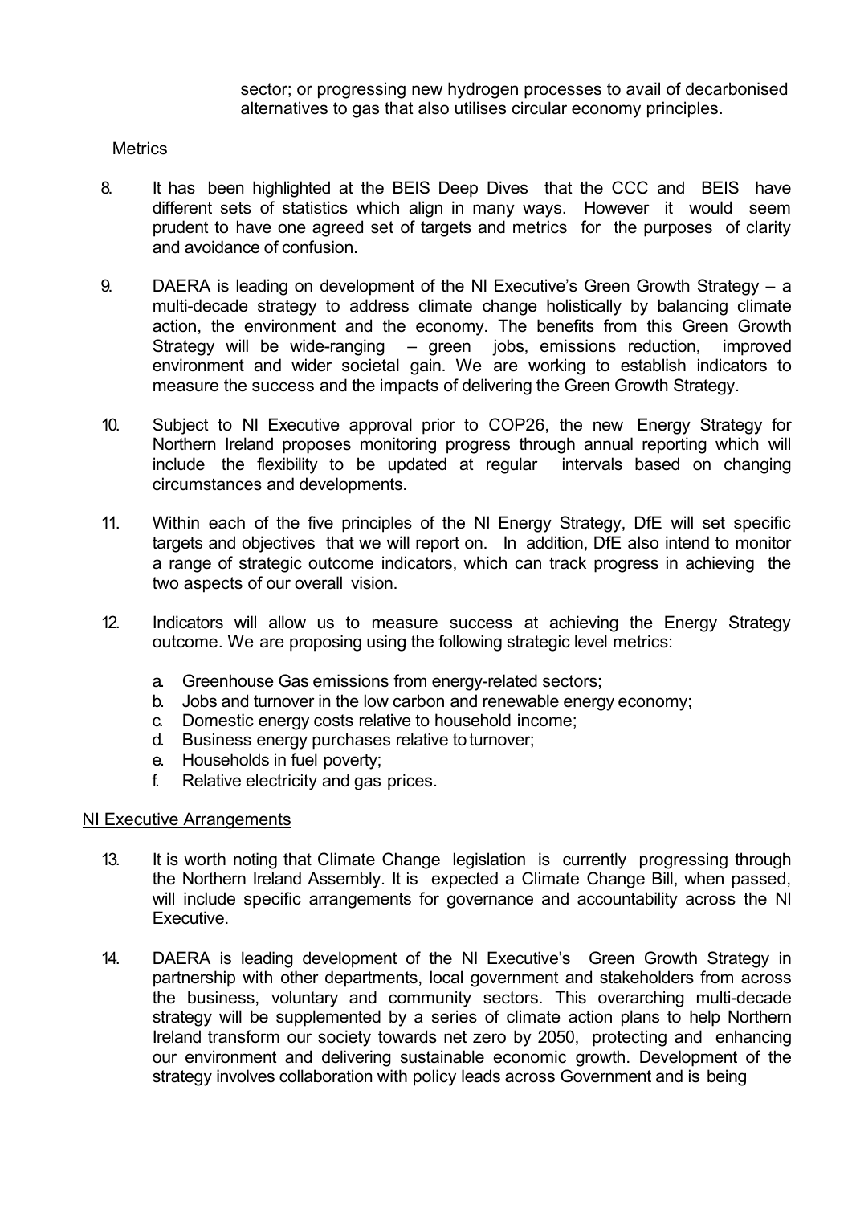sector; or progressing new hydrogen processes to avail of decarbonised alternatives to gas that also utilises circular economy principles.

## Metrics

8. It has been highlighted at the BEIS Deep Dives that the CCC and BEIS have different sets of statistics which align in many ways. However it would seem prudent to have one agreed set of targets and metrics for the purposes of clarity and avoidance of confusion.

9. DAERA is leading on development of the NI Executive's Green Growth Strategy – a multi-decade strategy to address climate change holistically by balancing climate action, the environment and the economy. The benefits from this Green Growth Strategy will be wide-ranging – green jobs, emissions reduction, improved environment and wider societal gain. We are working to establish indicators to measure the success and the impacts of delivering the Green Growth Strategy.

10. Subject to NI Executive approval prior to COP26, the new Energy Strategy for Northern Ireland proposes monitoring progress through annual reporting which will include the flexibility to be updated at regular intervals based on changing circumstances and developments.

11. Within each of the five principles of the NI Energy Strategy, DfE will set specific targets and objectives that we will report on. In addition, DfE also intend to monitor a range of strategic outcome indicators, which can track progress in achieving the two aspects of our overall vision.

12. Indicators will allow us to measure success at achieving the Energy Strategy outcome. We are proposing using the following strategic level metrics:

    a. Greenhouse Gas emissions from energy-related sectors;
    b. Jobs and turnover in the low carbon and renewable energy economy;
    c. Domestic energy costs relative to household income;
    d. Business energy purchases relative to turnover;
    e. Households in fuel poverty;
    f. Relative electricity and gas prices.

## NI Executive Arrangements

13. It is worth noting that Climate Change legislation is currently progressing through the Northern Ireland Assembly. It is expected a Climate Change Bill, when passed, will include specific arrangements for governance and accountability across the NI Executive.

14. DAERA is leading development of the NI Executive's Green Growth Strategy in partnership with other departments, local government and stakeholders from across the business, voluntary and community sectors. This overarching multi-decade strategy will be supplemented by a series of climate action plans to help Northern Ireland transform our society towards net zero by 2050, protecting and enhancing our environment and delivering sustainable economic growth. Development of the strategy involves collaboration with policy leads across Government and is being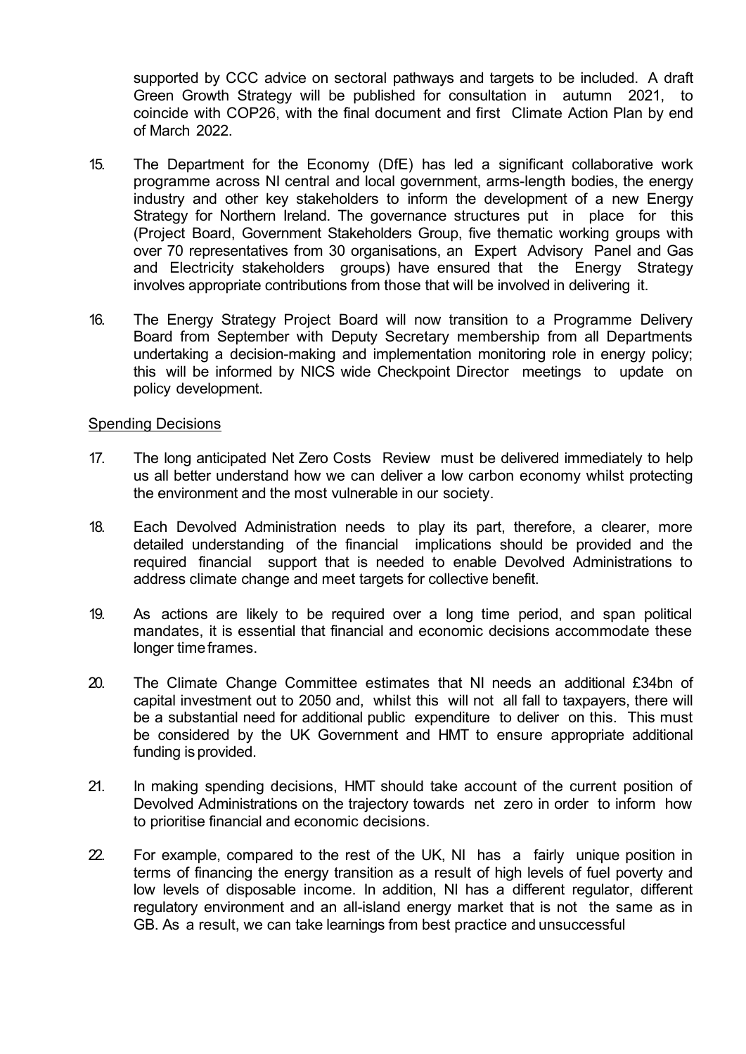supported by CCC advice on sectoral pathways and targets to be included. A draft Green Growth Strategy will be published for consultation in autumn 2021, to coincide with COP26, with the final document and first Climate Action Plan by end of March 2022.

15. The Department for the Economy (DfE) has led a significant collaborative work programme across NI central and local government, arms-length bodies, the energy industry and other key stakeholders to inform the development of a new Energy Strategy for Northern Ireland. The governance structures put in place for this (Project Board, Government Stakeholders Group, five thematic working groups with over 70 representatives from 30 organisations, an Expert Advisory Panel and Gas and Electricity stakeholders groups) have ensured that the Energy Strategy involves appropriate contributions from those that will be involved in delivering it.

16. The Energy Strategy Project Board will now transition to a Programme Delivery Board from September with Deputy Secretary membership from all Departments undertaking a decision-making and implementation monitoring role in energy policy; this will be informed by NICS wide Checkpoint Director meetings to update on policy development.

<u>Spending Decisions</u>

17. The long anticipated Net Zero Costs Review must be delivered immediately to help us all better understand how we can deliver a low carbon economy whilst protecting the environment and the most vulnerable in our society.

18. Each Devolved Administration needs to play its part, therefore, a clearer, more detailed understanding of the financial implications should be provided and the required financial support that is needed to enable Devolved Administrations to address climate change and meet targets for collective benefit.

19. As actions are likely to be required over a long time period, and span political mandates, it is essential that financial and economic decisions accommodate these longer time frames.

20. The Climate Change Committee estimates that NI needs an additional £34bn of capital investment out to 2050 and, whilst this will not all fall to taxpayers, there will be a substantial need for additional public expenditure to deliver on this. This must be considered by the UK Government and HMT to ensure appropriate additional funding is provided.

21. In making spending decisions, HMT should take account of the current position of Devolved Administrations on the trajectory towards net zero in order to inform how to prioritise financial and economic decisions.

22. For example, compared to the rest of the UK, NI has a fairly unique position in terms of financing the energy transition as a result of high levels of fuel poverty and low levels of disposable income. In addition, NI has a different regulator, different regulatory environment and an all-island energy market that is not the same as in GB. As a result, we can take learnings from best practice and unsuccessful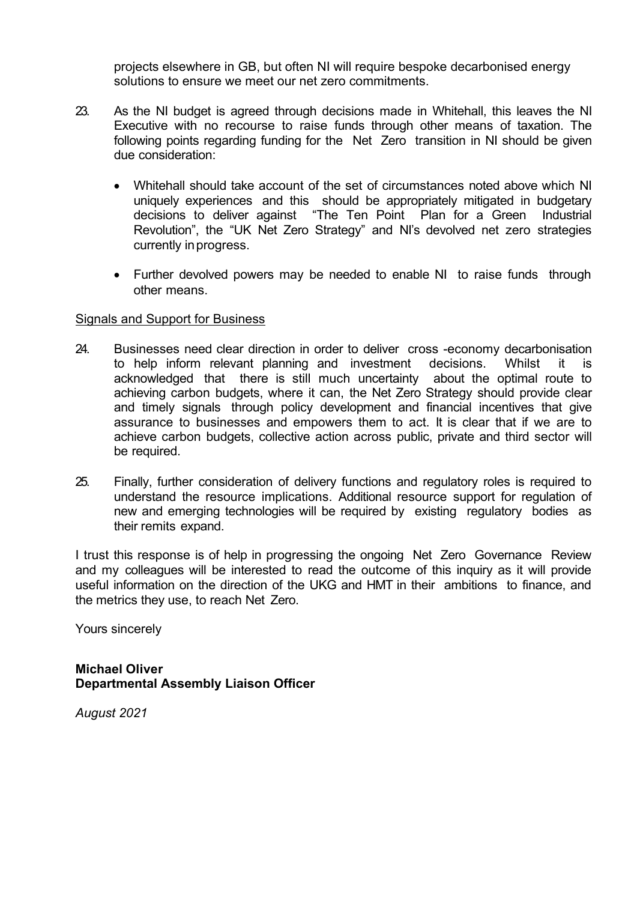projects elsewhere in GB, but often NI will require bespoke decarbonised energy solutions to ensure we meet our net zero commitments.

23. As the NI budget is agreed through decisions made in Whitehall, this leaves the NI Executive with no recourse to raise funds through other means of taxation. The following points regarding funding for the Net Zero transition in NI should be given due consideration:

    - Whitehall should take account of the set of circumstances noted above which NI uniquely experiences and this should be appropriately mitigated in budgetary decisions to deliver against "The Ten Point Plan for a Green Industrial Revolution", the "UK Net Zero Strategy" and NI's devolved net zero strategies currently in progress.
    - Further devolved powers may be needed to enable NI to raise funds through other means.

<u>Signals and Support for Business</u>

24. Businesses need clear direction in order to deliver cross -economy decarbonisation to help inform relevant planning and investment decisions. Whilst it is acknowledged that there is still much uncertainty about the optimal route to achieving carbon budgets, where it can, the Net Zero Strategy should provide clear and timely signals through policy development and financial incentives that give assurance to businesses and empowers them to act. It is clear that if we are to achieve carbon budgets, collective action across public, private and third sector will be required.

25. Finally, further consideration of delivery functions and regulatory roles is required to understand the resource implications. Additional resource support for regulation of new and emerging technologies will be required by existing regulatory bodies as their remits expand.

I trust this response is of help in progressing the ongoing Net Zero Governance Review and my colleagues will be interested to read the outcome of this inquiry as it will provide useful information on the direction of the UKG and HMT in their ambitions to finance, and the metrics they use, to reach Net Zero.

Yours sincerely

**Michael Oliver**
**Departmental Assembly Liaison Officer**

*August 2021*